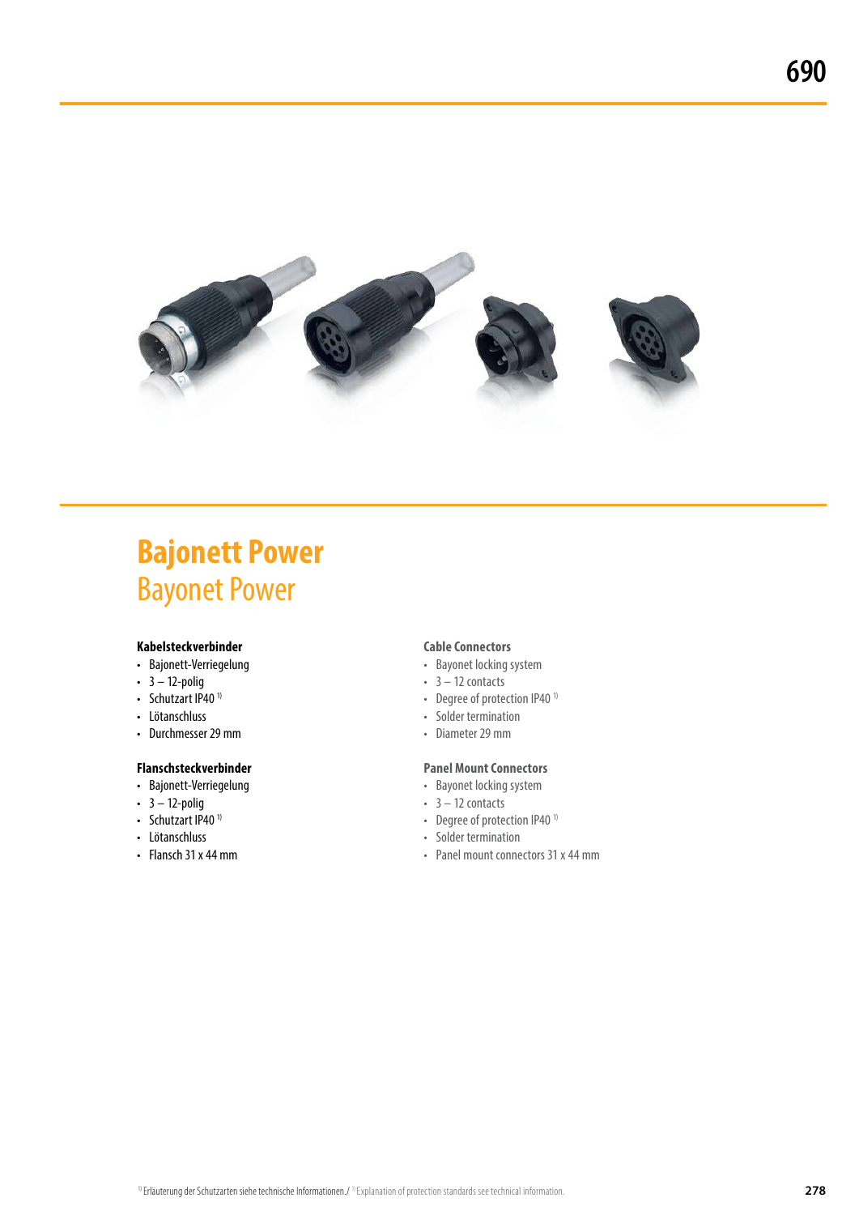# Bajonett Power
## Bayonet Power

**Kabelsteckverbinder**

- Bajonett-Verriegelung
- 3 – 12-polig
- Schutzart IP40 [1)]
- Lötanschluss
- Durchmesser 29 mm

**Flanschsteckverbinder**

- Bajonett-Verriegelung
- 3 – 12-polig
- Schutzart IP40 [1)]
- Lötanschluss
- Flansch 31 x 44 mm

**Cable Connectors**

- Bayonet locking system
- 3 – 12 contacts
- Degree of protection IP40 [1)]
- Solder termination
- Diameter 29 mm

**Panel Mount Connectors**

- Bayonet locking system
- 3 – 12 contacts
- Degree of protection IP40 [1)]
- Solder termination
- Panel mount connectors 31 x 44 mm

[1)] Erläuterung der Schutzarten siehe technische Informationen./ [1)] Explanation of protection standards see technical information.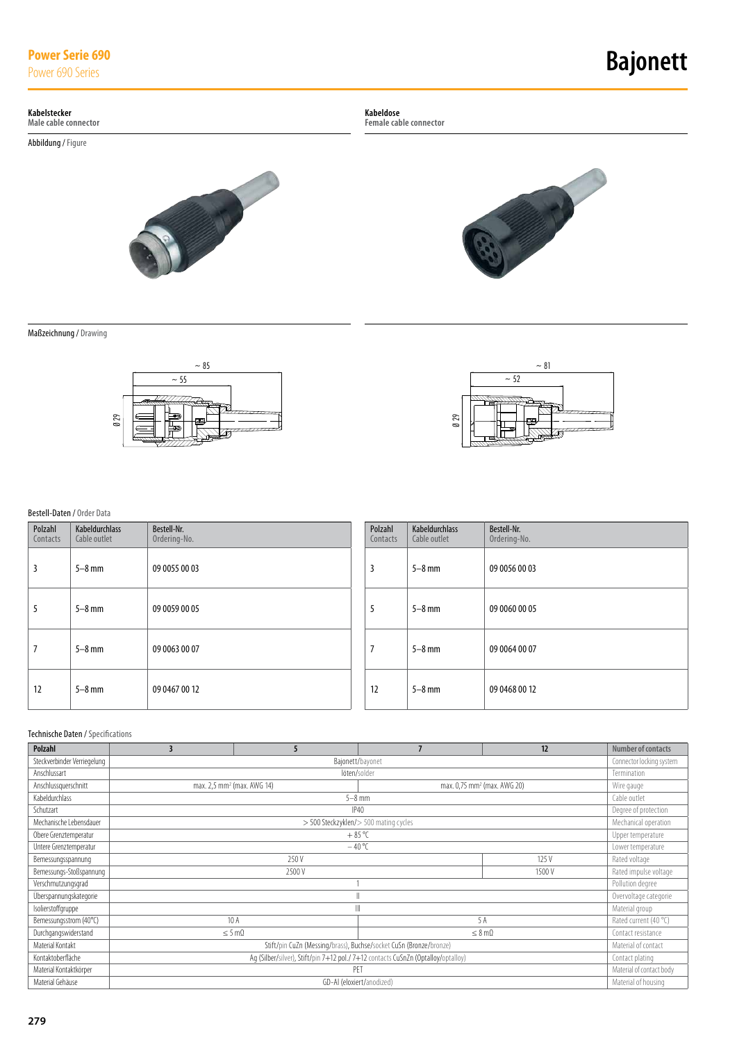# Power Serie 690

Power 690 Series

# Bajonett

## Kabelstecker
Male cable connector

Abbildung / Figure

Maßzeichnung / Drawing

~ 85

~ 55

Ø 29

## Kabeldose
Female cable connector

~ 81

~ 52

Ø 29

### Bestell-Daten / Order Data

**Kabelstecker / Male cable connector**

| Polzahl Contacts | Kabeldurchlass Cable outlet | Bestell-Nr. Ordering-No. |
|---|---|---|
| 3 | 5–8 mm | 09 0055 00 03 |
| 5 | 5–8 mm | 09 0059 00 05 |
| 7 | 5–8 mm | 09 0063 00 07 |
| 12 | 5–8 mm | 09 0467 00 12 |

**Kabeldose / Female cable connector**

| Polzahl Contacts | Kabeldurchlass Cable outlet | Bestell-Nr. Ordering-No. |
|---|---|---|
| 3 | 5–8 mm | 09 0056 00 03 |
| 5 | 5–8 mm | 09 0060 00 05 |
| 7 | 5–8 mm | 09 0064 00 07 |
| 12 | 5–8 mm | 09 0468 00 12 |

### Technische Daten / Specifications

| Polzahl | 3 | 5 | 7 | 12 | Number of contacts |
|---|---|---|---|---|---|
| Steckverbinder Verriegelung | Bajonett/bayonet | | | | Connector locking system |
| Anschlussart | löten/solder | | | | Termination |
| Anschlussquerschnitt | max. 2,5 mm² (max. AWG 14) | | max. 0,75 mm² (max. AWG 20) | | Wire gauge |
| Kabeldurchlass | 5–8 mm | | | | Cable outlet |
| Schutzart | IP40 | | | | Degree of protection |
| Mechanische Lebensdauer | > 500 Steckzyklen/> 500 mating cycles | | | | Mechanical operation |
| Obere Grenztemperatur | + 85 °C | | | | Upper temperature |
| Untere Grenztemperatur | – 40 °C | | | | Lower temperature |
| Bemessungsspannung | 250 V | | | 125 V | Rated voltage |
| Bemessungs-Stoßspannung | 2500 V | | | 1500 V | Rated impulse voltage |
| Verschmutzungsgrad | 1 | | | | Pollution degree |
| Überspannungskategorie | II | | | | Overvoltage categorie |
| Isolierstoffgruppe | III | | | | Material group |
| Bemessungsstrom (40°C) | 10 A | | 5 A | | Rated current (40 °C) |
| Durchgangswiderstand | ≤ 5 mΩ | | ≤ 8 mΩ | | Contact resistance |
| Material Kontakt | Stift/pin CuZn (Messing/brass), Buchse/socket CuSn (Bronze/bronze) | | | | Material of contact |
| Kontaktoberfläche | Ag (Silber/silver), Stift/pin 7+12 pol./ 7+12 contacts CuSnZn (Optalloy/optalloy) | | | | Contact plating |
| Material Kontaktkörper | PET | | | | Material of contact body |
| Material Gehäuse | GD-Al (eloxiert/anodized) | | | | Material of housing |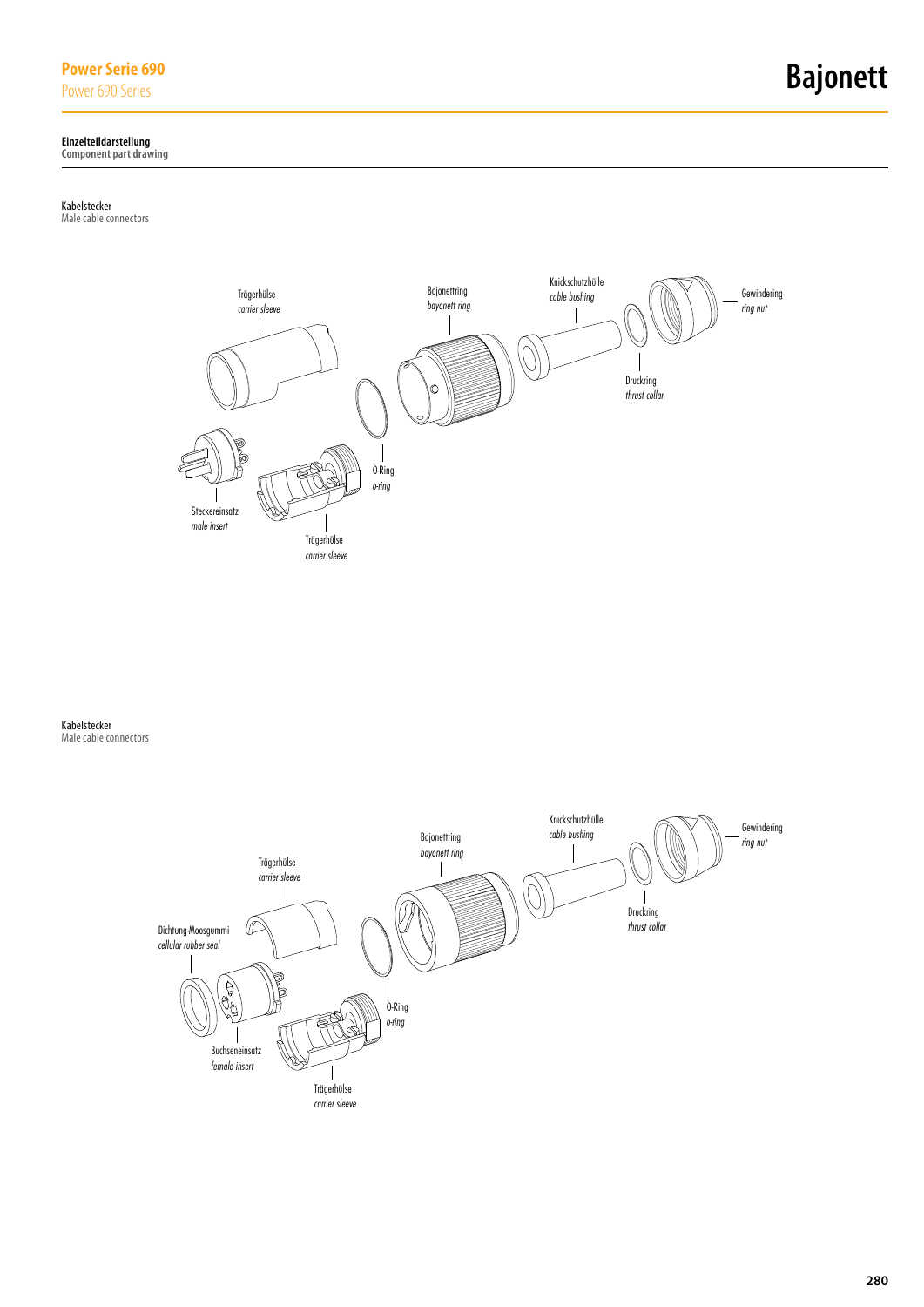# Bajonett

## Power Serie 690
Power 690 Series

### Einzelteildarstellung
Component part drawing

**Kabelstecker**
Male cable connectors

Trägerhülse
*carrier sleeve*

Bajonettring
*bayonett ring*

Knickschutzhülle
*cable bushing*

Gewindering
*ring nut*

Druckring
*thrust collar*

O-Ring
*o-ring*

Steckereinsatz
*male insert*

Trägerhülse
*carrier sleeve*

**Kabelstecker**
Male cable connectors

Knickschutzhülle
*cable bushing*

Gewindering
*ring nut*

Bajonettring
*bayonett ring*

Trägerhülse
*carrier sleeve*

Druckring
*thrust collar*

Dichtung-Moosgummi
*cellular rubber seal*

O-Ring
*o-ring*

Buchseneinsatz
*female insert*

Trägerhülse
*carrier sleeve*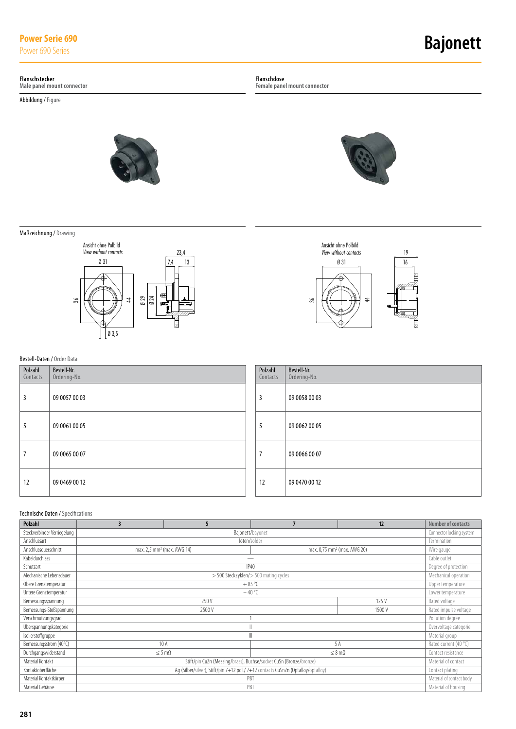# Power Serie 690

Power 690 Series

# Bajonett

## Flanschstecker
Male panel mount connector

## Flanschdose
Female panel mount connector

Abbildung / Figure

Maßzeichnung / Drawing

Ansicht ohne Polbild
*View without contacts*

Ø 31 | 36 | 44 | Ø 3,5 | 23,4 | 7,4 | 13 | Ø 29 | Ø 24

Ansicht ohne Polbild
*View without contacts*

Ø 31 | 36 | 44 | 19 | 16

Bestell-Daten / Order Data

**Flanschstecker / Male panel mount connector**

| Polzahl Contacts | Bestell-Nr. Ordering-No. |
|---|---|
| 3 | 09 0057 00 03 |
| 5 | 09 0061 00 05 |
| 7 | 09 0065 00 07 |
| 12 | 09 0469 00 12 |

**Flanschdose / Female panel mount connector**

| Polzahl Contacts | Bestell-Nr. Ordering-No. |
|---|---|
| 3 | 09 0058 00 03 |
| 5 | 09 0062 00 05 |
| 7 | 09 0066 00 07 |
| 12 | 09 0470 00 12 |

Technische Daten / Specifications

| Polzahl | 3 | 5 | 7 | 12 | Number of contacts |
|---|---|---|---|---|---|
| Steckverbinder Verriegelung | Bajonett/bayonet | | | | Connector locking system |
| Anschlussart | löten/solder | | | | Termination |
| Anschlussquerschnitt | max. 2,5 mm² (max. AWG 14) | | max. 0,75 mm² (max. AWG 20) | | Wire gauge |
| Kabeldurchlass | — | | | | Cable outlet |
| Schutzart | IP40 | | | | Degree of protection |
| Mechanische Lebensdauer | > 500 Steckzyklen/> 500 mating cycles | | | | Mechanical operation |
| Obere Grenztemperatur | + 85 °C | | | | Upper temperature |
| Untere Grenztemperatur | − 40 °C | | | | Lower temperature |
| Bemessungsspannung | 250 V | | | 125 V | Rated voltage |
| Bemessungs-Stoßspannung | 2500 V | | | 1500 V | Rated impulse voltage |
| Verschmutzungsgrad | 1 | | | | Pollution degree |
| Überspannungskategorie | II | | | | Overvoltage categorie |
| Isolierstoffgruppe | III | | | | Material group |
| Bemessungsstrom (40°C) | 10 A | | 5 A | | Rated current (40 °C) |
| Durchgangswiderstand | ≤ 5 mΩ | | ≤ 8 mΩ | | Contact resistance |
| Material Kontakt | Stift/pin CuZn (Messing/brass), Buchse/socket CuSn (Bronze/bronze) | | | | Material of contact |
| Kontaktoberfläche | Ag (Silber/silver), Stift/pin 7+12 pol./ 7+12 contacts CuSnZn (Optalloy/optalloy) | | | | Contact plating |
| Material Kontaktkörper | PBT | | | | Material of contact body |
| Material Gehäuse | PBT | | | | Material of housing |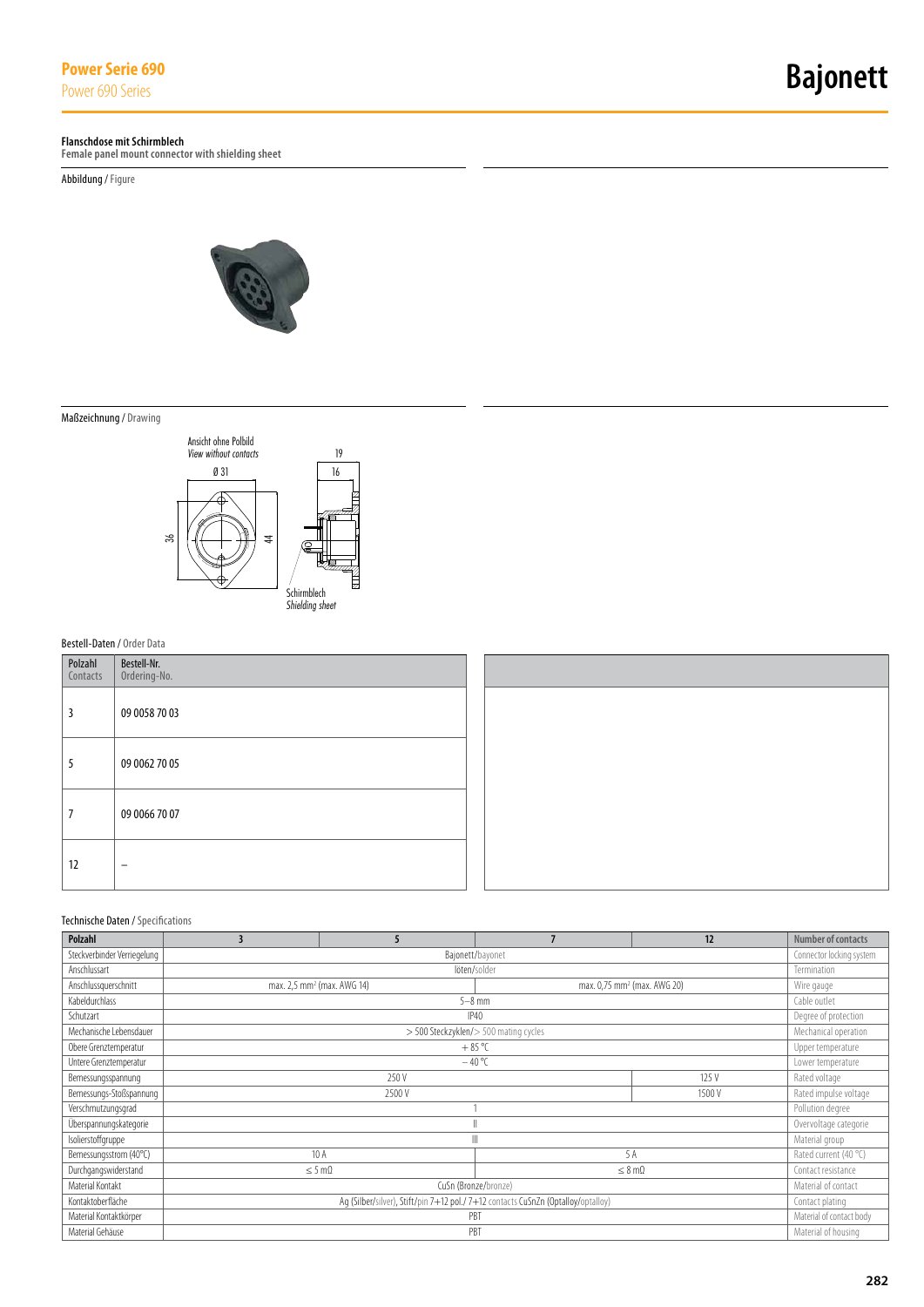# Power Serie 690
Power 690 Series

# Bajonett

**Flanschdose mit Schirmblech**
**Female panel mount connector with shielding sheet**

Abbildung / Figure

Maßzeichnung / Drawing

Ansicht ohne Polbild
*View without contacts*

Ø 31

36

44

19

16

Schirmblech
*Shielding sheet*

Bestell-Daten / Order Data

| Polzahl<br>Contacts | Bestell-Nr.<br>Ordering-No. |
|---|---|
| 3 | 09 0058 70 03 |
| 5 | 09 0062 70 05 |
| 7 | 09 0066 70 07 |
| 12 | – |

Technische Daten / Specifications

| Polzahl | 3 | 5 | 7 | 12 | Number of contacts |
|---|---|---|---|---|---|
| Steckverbinder Verriegelung | Bajonett/bayonet | | | | Connector locking system |
| Anschlussart | löten/solder | | | | Termination |
| Anschlussquerschnitt | max. 2,5 mm² (max. AWG 14) | | max. 0,75 mm² (max. AWG 20) | | Wire gauge |
| Kabeldurchlass | 5–8 mm | | | | Cable outlet |
| Schutzart | IP40 | | | | Degree of protection |
| Mechanische Lebensdauer | > 500 Steckzyklen/> 500 mating cycles | | | | Mechanical operation |
| Obere Grenztemperatur | + 85 °C | | | | Upper temperature |
| Untere Grenztemperatur | – 40 °C | | | | Lower temperature |
| Bemessungsspannung | 250 V | | | 125 V | Rated voltage |
| Bemessungs-Stoßspannung | 2500 V | | | 1500 V | Rated impulse voltage |
| Verschmutzungsgrad | 1 | | | | Pollution degree |
| Überspannungskategorie | II | | | | Overvoltage categorie |
| Isolierstoffgruppe | III | | | | Material group |
| Bemessungsstrom (40°C) | 10 A | | 5 A | | Rated current (40 °C) |
| Durchgangswiderstand | ≤ 5 mΩ | | ≤ 8 mΩ | | Contact resistance |
| Material Kontakt | CuSn (Bronze/bronze) | | | | Material of contact |
| Kontaktoberfläche | Ag (Silber/silver), Stift/pin 7+12 pol./ 7+12 contacts CuSnZn (Optalloy/optalloy) | | | | Contact plating |
| Material Kontaktkörper | PBT | | | | Material of contact body |
| Material Gehäuse | PBT | | | | Material of housing |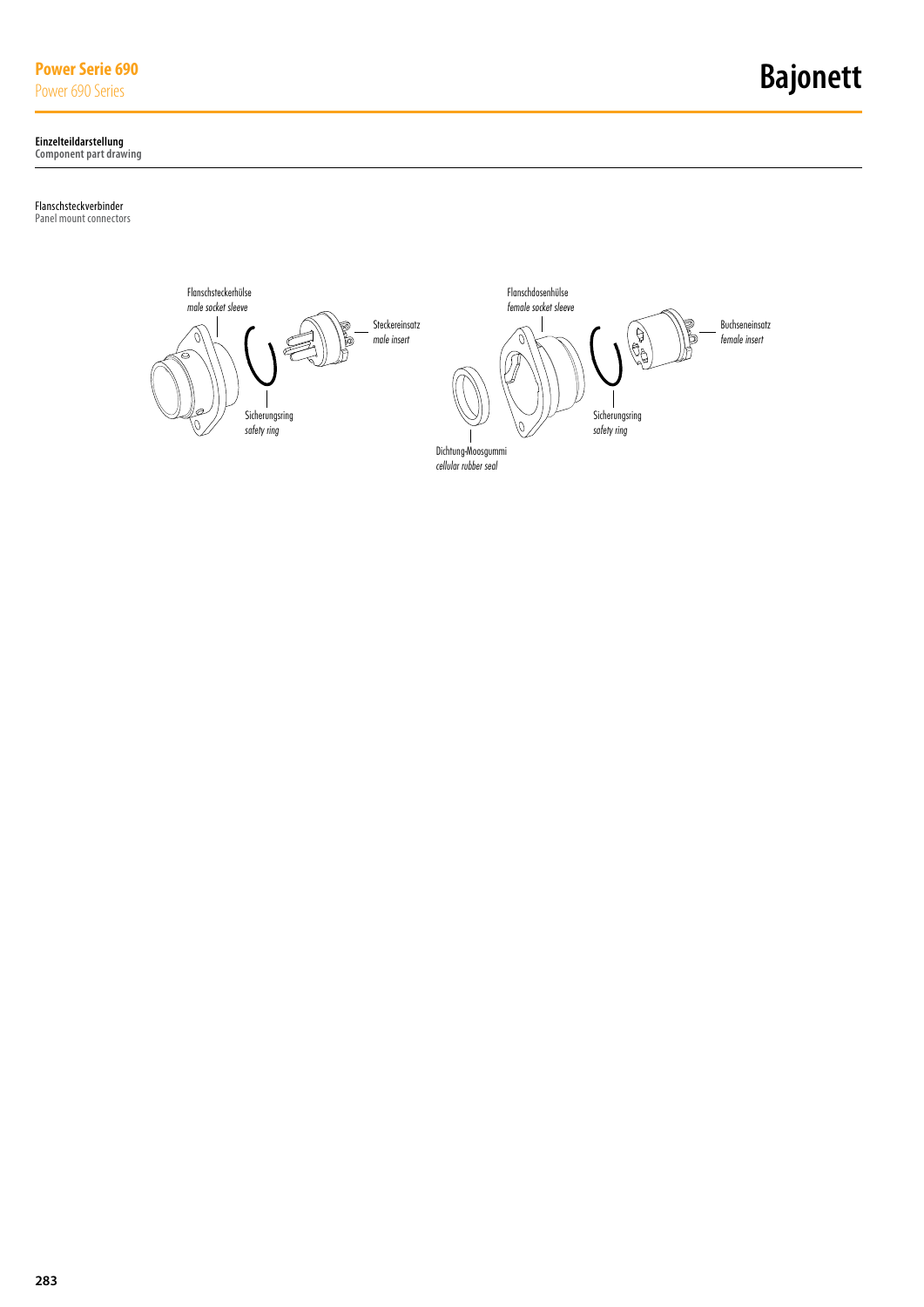**Einzelteildarstellung**
Component part drawing

Flanschsteckverbinder
Panel mount connectors

Flanschsteckerhülse
*male socket sleeve*

Steckereinsatz
*male insert*

Sicherungsring
*safety ring*

Flanschdosenhülse
*female socket sleeve*

Buchseneinsatz
*female insert*

Sicherungsring
*safety ring*

Dichtung-Moosgummi
*cellular rubber seal*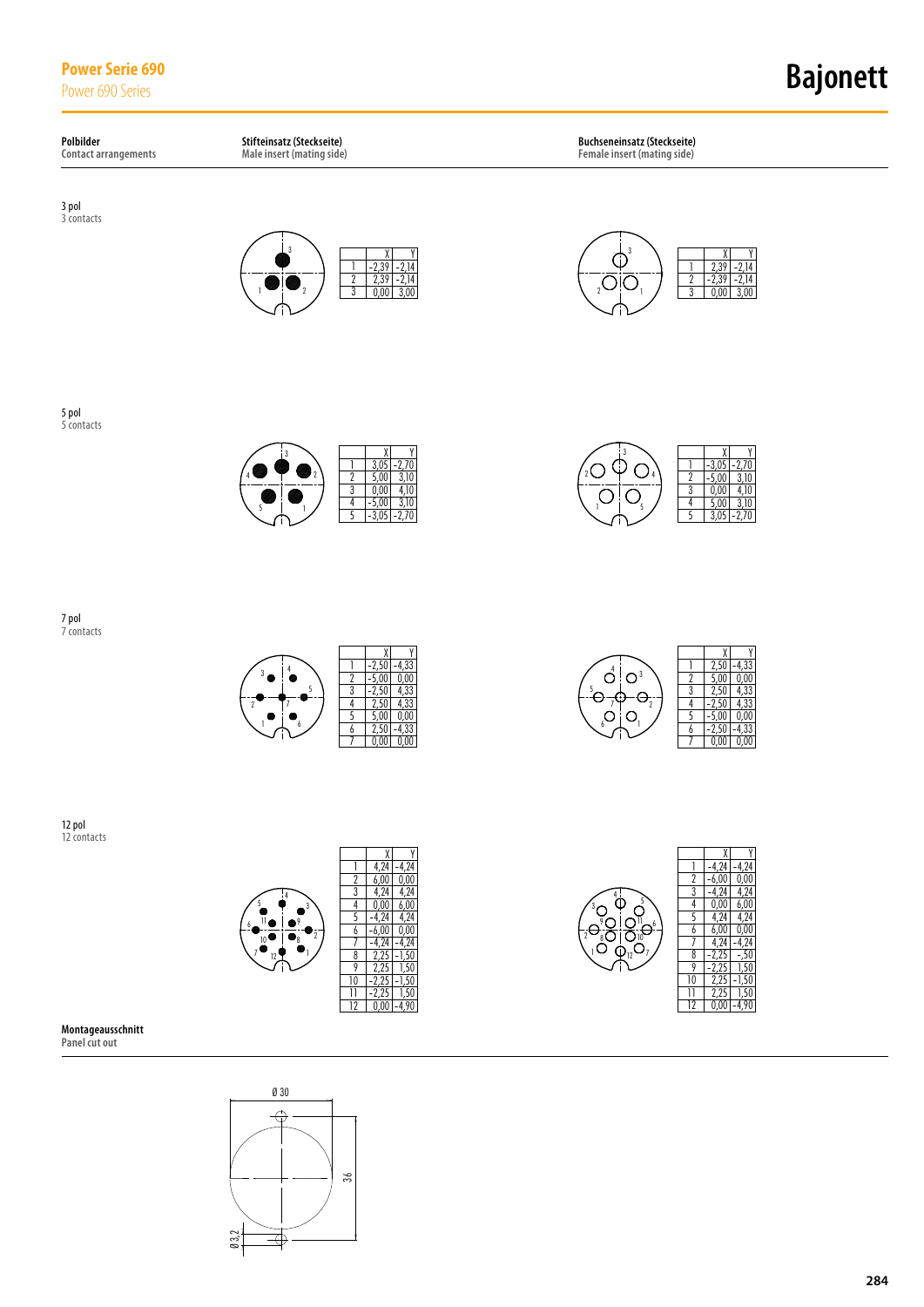# Power Serie 690

Power 690 Series

# Bajonett

| Polbilder<br>Contact arrangements | Stifteinsatz (Steckseite)<br>Male insert (mating side) | Buchseneinsatz (Steckseite)<br>Female insert (mating side) |
|---|---|---|

**3 pol**
3 contacts

Stifteinsatz (Steckseite) / Male insert (mating side)

| | X | Y |
|---|---|---|
| 1 | -2,39 | -2,14 |
| 2 | 2,39 | -2,14 |
| 3 | 0,00 | 3,00 |

Buchseneinsatz (Steckseite) / Female insert (mating side)

| | X | Y |
|---|---|---|
| 1 | 2,39 | -2,14 |
| 2 | -2,39 | -2,14 |
| 3 | 0,00 | 3,00 |

**5 pol**
5 contacts

Stifteinsatz (Steckseite) / Male insert (mating side)

| | X | Y |
|---|---|---|
| 1 | 3,05 | -2,70 |
| 2 | 5,00 | 3,10 |
| 3 | 0,00 | 4,10 |
| 4 | -5,00 | 3,10 |
| 5 | -3,05 | -2,70 |

Buchseneinsatz (Steckseite) / Female insert (mating side)

| | X | Y |
|---|---|---|
| 1 | -3,05 | -2,70 |
| 2 | -5,00 | 3,10 |
| 3 | 0,00 | 4,10 |
| 4 | 5,00 | 3,10 |
| 5 | 3,05 | -2,70 |

**7 pol**
7 contacts

Stifteinsatz (Steckseite) / Male insert (mating side)

| | X | Y |
|---|---|---|
| 1 | -2,50 | -4,33 |
| 2 | -5,00 | 0,00 |
| 3 | -2,50 | 4,33 |
| 4 | 2,50 | 4,33 |
| 5 | 5,00 | 0,00 |
| 6 | 2,50 | -4,33 |
| 7 | 0,00 | 0,00 |

Buchseneinsatz (Steckseite) / Female insert (mating side)

| | X | Y |
|---|---|---|
| 1 | 2,50 | -4,33 |
| 2 | 5,00 | 0,00 |
| 3 | 2,50 | 4,33 |
| 4 | -2,50 | 4,33 |
| 5 | -5,00 | 0,00 |
| 6 | -2,50 | -4,33 |
| 7 | 0,00 | 0,00 |

**12 pol**
12 contacts

Stifteinsatz (Steckseite) / Male insert (mating side)

| | X | Y |
|---|---|---|
| 1 | 4,24 | -4,24 |
| 2 | 6,00 | 0,00 |
| 3 | 4,24 | 4,24 |
| 4 | 0,00 | 6,00 |
| 5 | -4,24 | 4,24 |
| 6 | -6,00 | 0,00 |
| 7 | -4,24 | -4,24 |
| 8 | 2,25 | -1,50 |
| 9 | 2,25 | 1,50 |
| 10 | -2,25 | -1,50 |
| 11 | -2,25 | 1,50 |
| 12 | 0,00 | -4,90 |

Buchseneinsatz (Steckseite) / Female insert (mating side)

| | X | Y |
|---|---|---|
| 1 | -4,24 | -4,24 |
| 2 | -6,00 | 0,00 |
| 3 | -4,24 | 4,24 |
| 4 | 0,00 | 6,00 |
| 5 | 4,24 | 4,24 |
| 6 | 6,00 | 0,00 |
| 7 | 4,24 | -4,24 |
| 8 | -2,25 | -,50 |
| 9 | -2,25 | 1,50 |
| 10 | 2,25 | -1,50 |
| 11 | 2,25 | 1,50 |
| 12 | 0,00 | -4,90 |

**Montageausschnitt**
Panel cut out

Ø 30

36

Ø 3,2